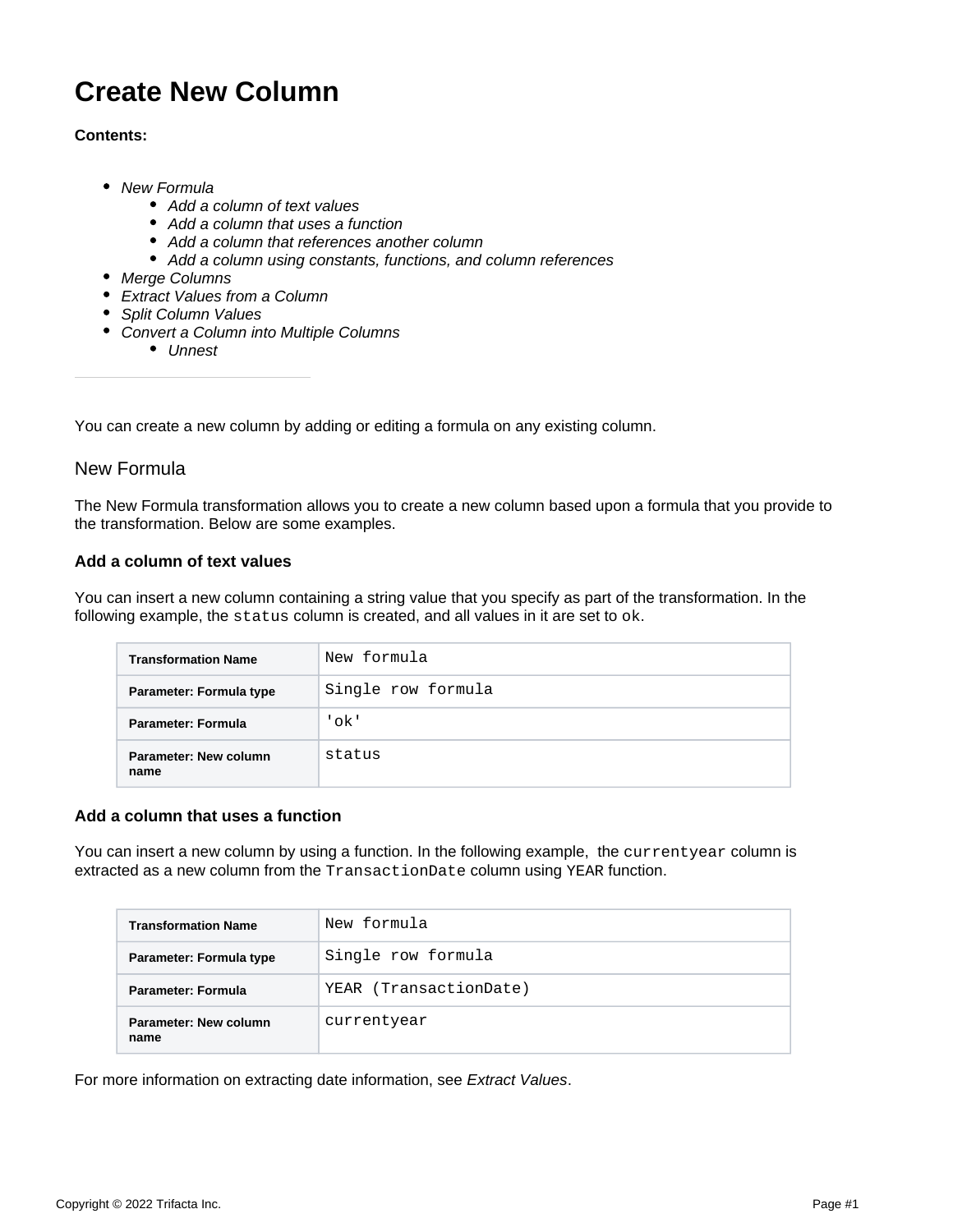# Create New Column

**Contents:**

- *New Formula*
  - *Add a column of text values*
  - *Add a column that uses a function*
  - *Add a column that references another column*
  - *Add a column using constants, functions, and column references*
- *Merge Columns*
- *Extract Values from a Column*
- *Split Column Values*
- *Convert a Column into Multiple Columns*
  - *Unnest*

---

You can create a new column by adding or editing a formula on any existing column.

## New Formula

The New Formula transformation allows you to create a new column based upon a formula that you provide to the transformation. Below are some examples.

### Add a column of text values

You can insert a new column containing a string value that you specify as part of the transformation. In the following example, the `status` column is created, and all values in it are set to `ok`.

| Transformation Name | `New formula` |
|---|---|
| Parameter: Formula type | `Single row formula` |
| Parameter: Formula | `'ok'` |
| Parameter: New column name | `status` |

### Add a column that uses a function

You can insert a new column by using a function. In the following example, the `currentyear` column is extracted as a new column from the `TransactionDate` column using YEAR function.

| Transformation Name | `New formula` |
|---|---|
| Parameter: Formula type | `Single row formula` |
| Parameter: Formula | `YEAR (TransactionDate)` |
| Parameter: New column name | `currentyear` |

For more information on extracting date information, see *Extract Values*.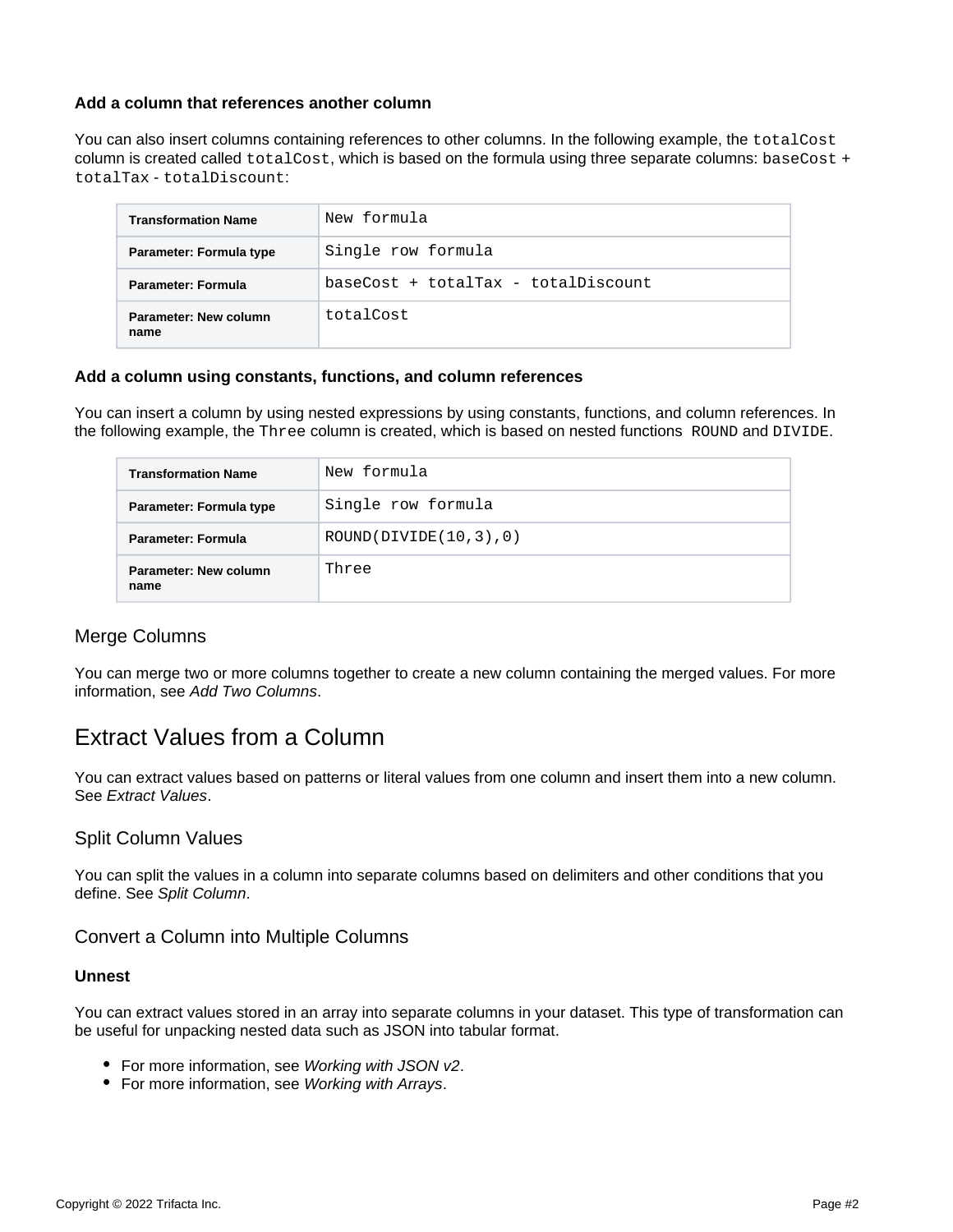#### Add a column that references another column

You can also insert columns containing references to other columns. In the following example, the `totalCost` column is created called `totalCost`, which is based on the formula using three separate columns: `baseCost + totalTax - totalDiscount`:

| | |
|---|---|
| **Transformation Name** | `New formula` |
| **Parameter: Formula type** | `Single row formula` |
| **Parameter: Formula** | `baseCost + totalTax - totalDiscount` |
| **Parameter: New column name** | `totalCost` |

#### Add a column using constants, functions, and column references

You can insert a column by using nested expressions by using constants, functions, and column references. In the following example, the `Three` column is created, which is based on nested functions `ROUND` and `DIVIDE`.

| | |
|---|---|
| **Transformation Name** | `New formula` |
| **Parameter: Formula type** | `Single row formula` |
| **Parameter: Formula** | `ROUND(DIVIDE(10,3),0)` |
| **Parameter: New column name** | `Three` |

### Merge Columns

You can merge two or more columns together to create a new column containing the merged values. For more information, see *Add Two Columns*.

## Extract Values from a Column

You can extract values based on patterns or literal values from one column and insert them into a new column. See *Extract Values*.

### Split Column Values

You can split the values in a column into separate columns based on delimiters and other conditions that you define. See *Split Column*.

### Convert a Column into Multiple Columns

#### Unnest

You can extract values stored in an array into separate columns in your dataset. This type of transformation can be useful for unpacking nested data such as JSON into tabular format.

- For more information, see *Working with JSON v2*.
- For more information, see *Working with Arrays*.